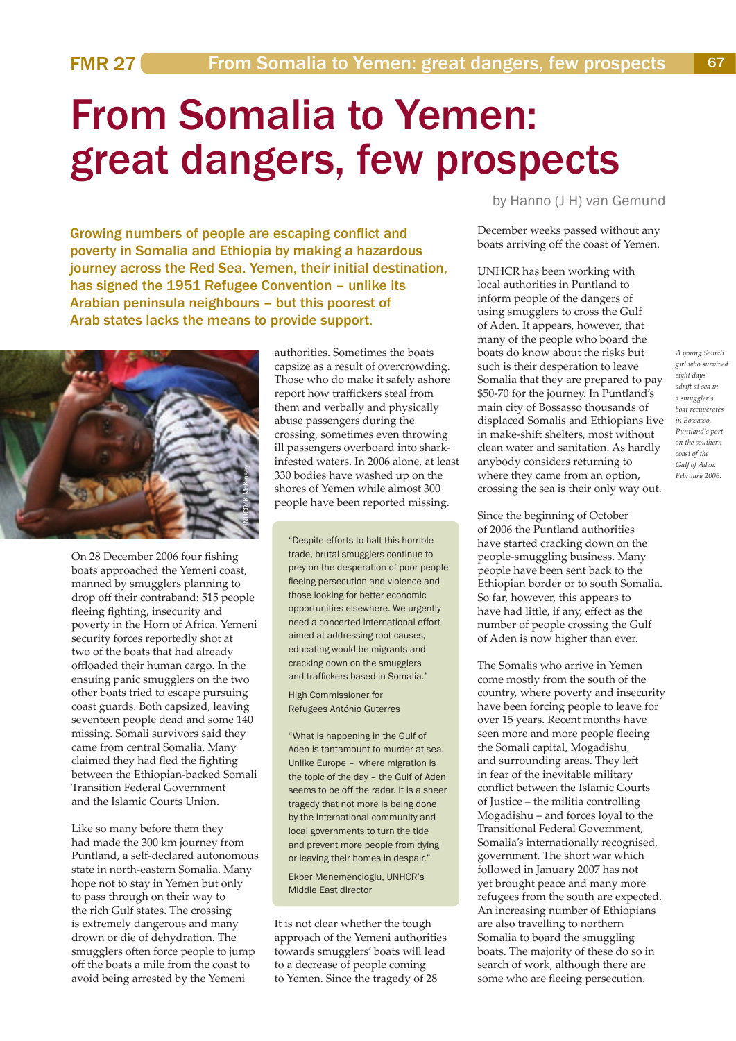# From Somalia to Yemen: great dangers, few prospects

by Hanno (J H) van Gemund

**Growing numbers of people are escaping conflict and poverty in Somalia and Ethiopia by making a hazardous journey across the Red Sea. Yemen, their initial destination, has signed the 1951 Refugee Convention – unlike its Arabian peninsula neighbours – but this poorest of Arab states lacks the means to provide support.**

*A young Somali girl who survived eight days adrift at sea in a smuggler's boat recuperates in Bossaso, Puntland's port on the southern coast of the Gulf of Aden. February 2006.*

On 28 December 2006 four fishing boats approached the Yemeni coast, manned by smugglers planning to drop off their contraband: 515 people fleeing fighting, insecurity and poverty in the Horn of Africa. Yemeni security forces reportedly shot at two of the boats that had already offloaded their human cargo. In the ensuing panic smugglers on the two other boats tried to escape pursuing coast guards. Both capsized, leaving seventeen people dead and some 140 missing. Somali survivors said they came from central Somalia. Many claimed they had fled the fighting between the Ethiopian-backed Somali Transition Federal Government and the Islamic Courts Union.

Like so many before them they had made the 300 km journey from Puntland, a self-declared autonomous state in north-eastern Somalia. Many hope not to stay in Yemen but only to pass through on their way to the rich Gulf states. The crossing is extremely dangerous and many drown or die of dehydration. The smugglers often force people to jump off the boats a mile from the coast to avoid being arrested by the Yemeni authorities. Sometimes the boats capsize as a result of overcrowding. Those who do make it safely ashore report how traffickers steal from them and verbally and physically abuse passengers during the crossing, sometimes even throwing ill passengers overboard into shark-infested waters. In 2006 alone, at least 330 bodies have washed up on the shores of Yemen while almost 300 people have been reported missing.

> "Despite efforts to halt this horrible trade, brutal smugglers continue to prey on the desperation of poor people fleeing persecution and violence and those looking for better economic opportunities elsewhere. We urgently need a concerted international effort aimed at addressing root causes, educating would-be migrants and cracking down on the smugglers and traffickers based in Somalia."
>
> High Commissioner for Refugees António Guterres
>
> "What is happening in the Gulf of Aden is tantamount to murder at sea. Unlike Europe – where migration is the topic of the day – the Gulf of Aden seems to be off the radar. It is a sheer tragedy that not more is being done by the international community and local governments to turn the tide and prevent more people from dying or leaving their homes in despair."
>
> Ekber Menemencioglu, UNHCR's Middle East director

It is not clear whether the tough approach of the Yemeni authorities towards smugglers' boats will lead to a decrease of people coming to Yemen. Since the tragedy of 28 December weeks passed without any boats arriving off the coast of Yemen.

UNHCR has been working with local authorities in Puntland to inform people of the dangers of using smugglers to cross the Gulf of Aden. It appears, however, that many of the people who board the boats do know about the risks but such is their desperation to leave Somalia that they are prepared to pay $50-70 for the journey. In Puntland's main city of Bossasso thousands of displaced Somalis and Ethiopians live in make-shift shelters, most without clean water and sanitation. As hardly anybody considers returning to where they came from an option, crossing the sea is their only way out.

Since the beginning of October of 2006 the Puntland authorities have started cracking down on the people-smuggling business. Many people have been sent back to the Ethiopian border or to south Somalia. So far, however, this appears to have had little, if any, effect as the number of people crossing the Gulf of Aden is now higher than ever.

The Somalis who arrive in Yemen come mostly from the south of the country, where poverty and insecurity have been forcing people to leave for over 15 years. Recent months have seen more and more people fleeing the Somali capital, Mogadishu, and surrounding areas. They left in fear of the inevitable military conflict between the Islamic Courts of Justice – the militia controlling Mogadishu – and forces loyal to the Transitional Federal Government, Somalia's internationally recognised, government. The short war which followed in January 2007 has not yet brought peace and many more refugees from the south are expected. An increasing number of Ethiopians are also travelling to northern Somalia to board the smuggling boats. The majority of these do so in search of work, although there are some who are fleeing persecution.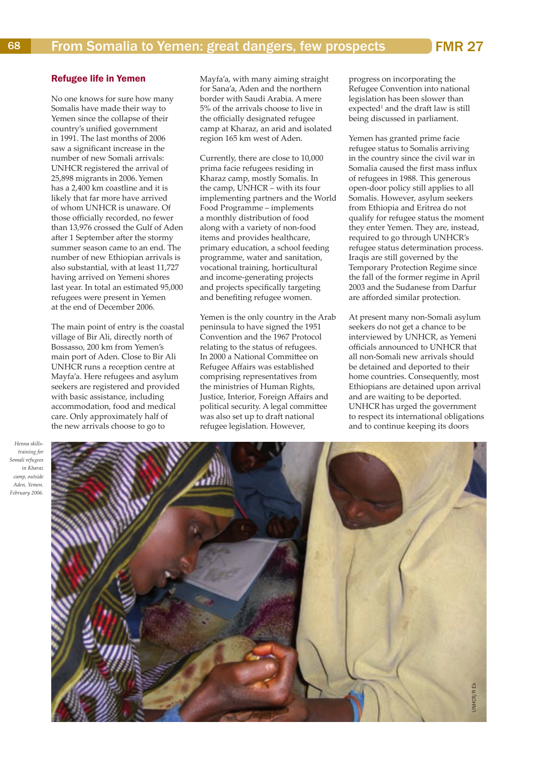## Refugee life in Yemen

No one knows for sure how many Somalis have made their way to Yemen since the collapse of their country's unified government in 1991. The last months of 2006 saw a significant increase in the number of new Somali arrivals: UNHCR registered the arrival of 25,898 migrants in 2006. Yemen has a 2,400 km coastline and it is likely that far more have arrived of whom UNHCR is unaware. Of those officially recorded, no fewer than 13,976 crossed the Gulf of Aden after 1 September after the stormy summer season came to an end. The number of new Ethiopian arrivals is also substantial, with at least 11,727 having arrived on Yemeni shores last year. In total an estimated 95,000 refugees were present in Yemen at the end of December 2006.

The main point of entry is the coastal village of Bir Ali, directly north of Bossasso, 200 km from Yemen's main port of Aden. Close to Bir Ali UNHCR runs a reception centre at Mayfa'a. Here refugees and asylum seekers are registered and provided with basic assistance, including accommodation, food and medical care. Only approximately half of the new arrivals choose to go to Mayfa'a, with many aiming straight for Sana'a, Aden and the northern border with Saudi Arabia. A mere 5% of the arrivals choose to live in the officially designated refugee camp at Kharaz, an arid and isolated region 165 km west of Aden.

Currently, there are close to 10,000 prima facie refugees residing in Kharaz camp, mostly Somalis. In the camp, UNHCR – with its four implementing partners and the World Food Programme – implements a monthly distribution of food along with a variety of non-food items and provides healthcare, primary education, a school feeding programme, water and sanitation, vocational training, horticultural and income-generating projects and projects specifically targeting and benefiting refugee women.

Yemen is the only country in the Arab peninsula to have signed the 1951 Convention and the 1967 Protocol relating to the status of refugees. In 2000 a National Committee on Refugee Affairs was established comprising representatives from the ministries of Human Rights, Justice, Interior, Foreign Affairs and political security. A legal committee was also set up to draft national refugee legislation. However, progress on incorporating the Refugee Convention into national legislation has been slower than expected[1] and the draft law is still being discussed in parliament.

Yemen has granted prime facie refugee status to Somalis arriving in the country since the civil war in Somalia caused the first mass influx of refugees in 1988. This generous open-door policy still applies to all Somalis. However, asylum seekers from Ethiopia and Eritrea do not qualify for refugee status the moment they enter Yemen. They are, instead, required to go through UNHCR's refugee status determination process. Iraqis are still governed by the Temporary Protection Regime since the fall of the former regime in April 2003 and the Sudanese from Darfur are afforded similar protection.

At present many non-Somali asylum seekers do not get a chance to be interviewed by UNHCR, as Yemeni officials announced to UNHCR that all non-Somali new arrivals should be detained and deported to their home countries. Consequently, most Ethiopians are detained upon arrival and are waiting to be deported. UNHCR has urged the government to respect its international obligations and to continue keeping its doors

*Henna skills-training for Somali refugees in Kharaz camp, outside Aden, Yemen. February 2006.*

UNHCR/R Ek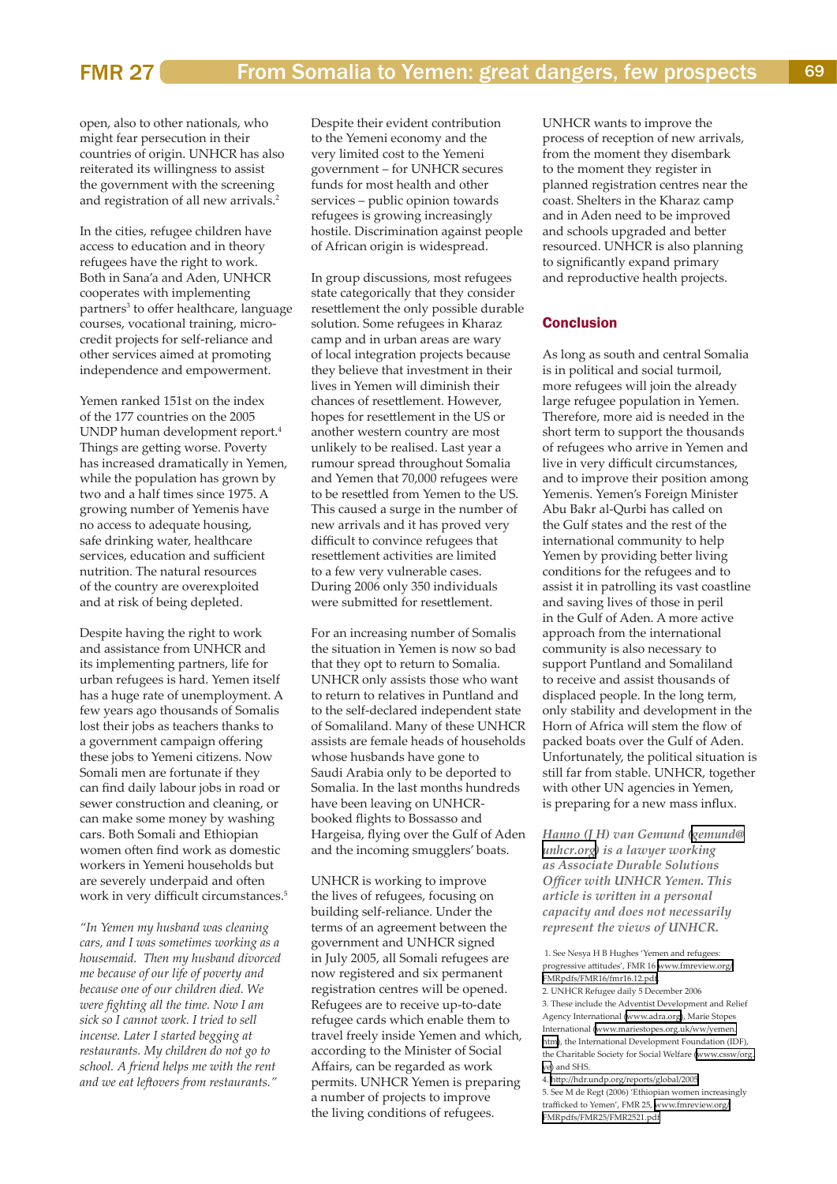open, also to other nationals, who might fear persecution in their countries of origin. UNHCR has also reiterated its willingness to assist the government with the screening and registration of all new arrivals.[2]

In the cities, refugee children have access to education and in theory refugees have the right to work. Both in Sana'a and Aden, UNHCR cooperates with implementing partners[3] to offer healthcare, language courses, vocational training, micro-credit projects for self-reliance and other services aimed at promoting independence and empowerment.

Yemen ranked 151st on the index of the 177 countries on the 2005 UNDP human development report.[4] Things are getting worse. Poverty has increased dramatically in Yemen, while the population has grown by two and a half times since 1975. A growing number of Yemenis have no access to adequate housing, safe drinking water, healthcare services, education and sufficient nutrition. The natural resources of the country are overexploited and at risk of being depleted.

Despite having the right to work and assistance from UNHCR and its implementing partners, life for urban refugees is hard. Yemen itself has a huge rate of unemployment. A few years ago thousands of Somalis lost their jobs as teachers thanks to a government campaign offering these jobs to Yemeni citizens. Now Somali men are fortunate if they can find daily labour jobs in road or sewer construction and cleaning, or can make some money by washing cars. Both Somali and Ethiopian women often find work as domestic workers in Yemeni households but are severely underpaid and often work in very difficult circumstances.[5]

*"In Yemen my husband was cleaning cars, and I was sometimes working as a housemaid. Then my husband divorced me because of our life of poverty and because one of our children died. We were fighting all the time. Now I am sick so I cannot work. I tried to sell incense. Later I started begging at restaurants. My children do not go to school. A friend helps me with the rent and we eat leftovers from restaurants."*

Despite their evident contribution to the Yemeni economy and the very limited cost to the Yemeni government – for UNHCR secures funds for most health and other services – public opinion towards refugees is growing increasingly hostile. Discrimination against people of African origin is widespread.

In group discussions, most refugees state categorically that they consider resettlement the only possible durable solution. Some refugees in Kharaz camp and in urban areas are wary of local integration projects because they believe that investment in their lives in Yemen will diminish their chances of resettlement. However, hopes for resettlement in the US or another western country are most unlikely to be realised. Last year a rumour spread throughout Somalia and Yemen that 70,000 refugees were to be resettled from Yemen to the US. This caused a surge in the number of new arrivals and it has proved very difficult to convince refugees that resettlement activities are limited to a few very vulnerable cases. During 2006 only 350 individuals were submitted for resettlement.

For an increasing number of Somalis the situation in Yemen is now so bad that they opt to return to Somalia. UNHCR only assists those who want to return to relatives in Puntland and to the self-declared independent state of Somaliland. Many of these UNHCR assists are female heads of households whose husbands have gone to Saudi Arabia only to be deported to Somalia. In the last months hundreds have been leaving on UNHCR-booked flights to Bossasso and Hargeisa, flying over the Gulf of Aden and the incoming smugglers' boats.

UNHCR is working to improve the lives of refugees, focusing on building self-reliance. Under the terms of an agreement between the government and UNHCR signed in July 2005, all Somali refugees are now registered and six permanent registration centres will be opened. Refugees are to receive up-to-date refugee cards which enable them to travel freely inside Yemen and which, according to the Minister of Social Affairs, can be regarded as work permits. UNHCR Yemen is preparing a number of projects to improve the living conditions of refugees.

UNHCR wants to improve the process of reception of new arrivals, from the moment they disembark to the moment they register in planned registration centres near the coast. Shelters in the Kharaz camp and in Aden need to be improved and schools upgraded and better resourced. UNHCR is also planning to significantly expand primary and reproductive health projects.

## Conclusion

As long as south and central Somalia is in political and social turmoil, more refugees will join the already large refugee population in Yemen. Therefore, more aid is needed in the short term to support the thousands of refugees who arrive in Yemen and live in very difficult circumstances, and to improve their position among Yemenis. Yemen's Foreign Minister Abu Bakr al-Qurbi has called on the Gulf states and the rest of the international community to help Yemen by providing better living conditions for the refugees and to assist it in patrolling its vast coastline and saving lives of those in peril in the Gulf of Aden. A more active approach from the international community is also necessary to support Puntland and Somaliland to receive and assist thousands of displaced people. In the long term, only stability and development in the Horn of Africa will stem the flow of packed boats over the Gulf of Aden. Unfortunately, the political situation is still far from stable. UNHCR, together with other UN agencies in Yemen, is preparing for a new mass influx.

***Hanno (J H) van Gemund (gemund@unhcr.org) is a lawyer working as Associate Durable Solutions Officer with UNHCR Yemen. This article is written in a personal capacity and does not necessarily represent the views of UNHCR.***

1. See Nesya H B Hughes 'Yemen and refugees: progressive attitudes', FMR 16 www.fmreview.org/FMRpdfs/FMR16/fmr16.12.pdf
2. UNHCR Refugee daily 5 December 2006
3. These include the Adventist Development and Relief Agency International (www.adra.org), Marie Stopes International (www.mariestopes.org.uk/ww/yemen.htm), the International Development Foundation (IDF), the Charitable Society for Social Welfare (www.cssw/org.ye) and SHS.
4. http://hdr.undp.org/reports/global/2005
5. See M de Regt (2006) 'Ethiopian women increasingly trafficked to Yemen', FMR 25, www.fmreview.org/FMRpdfs/FMR25/FMR2521.pdf